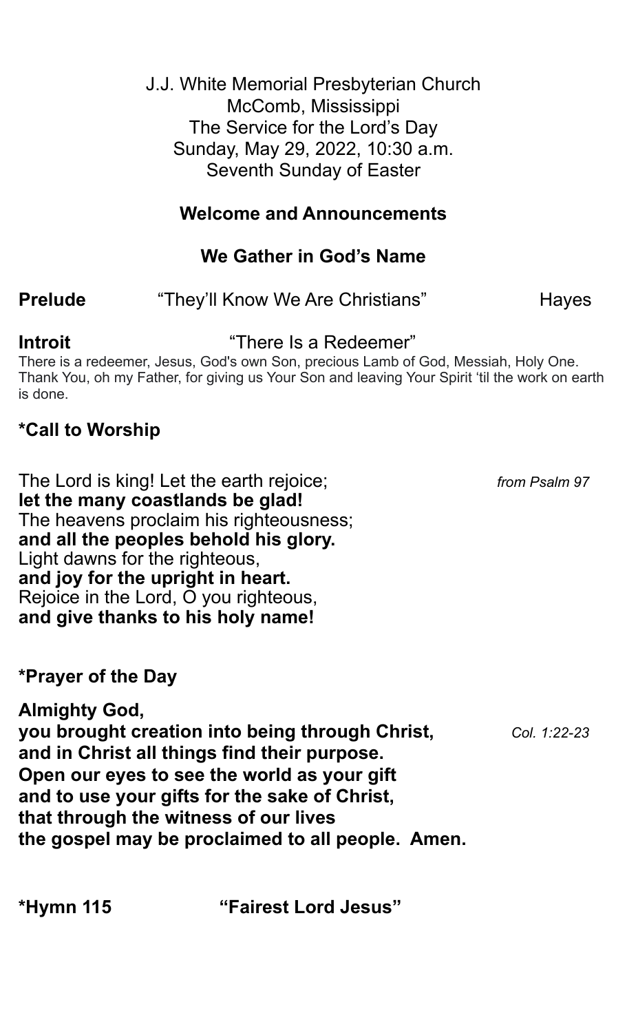J.J. White Memorial Presbyterian Church
McComb, Mississippi
The Service for the Lord's Day
Sunday, May 29, 2022, 10:30 a.m.
Seventh Sunday of Easter

## Welcome and Announcements

## We Gather in God's Name

**Prelude** "They'll Know We Are Christians" Hayes

**Introit** "There Is a Redeemer"

There is a redeemer, Jesus, God's own Son, precious Lamb of God, Messiah, Holy One. Thank You, oh my Father, for giving us Your Son and leaving Your Spirit 'til the work on earth is done.

**\*Call to Worship**

*from Psalm 97*

The Lord is king! Let the earth rejoice;
**let the many coastlands be glad!**
The heavens proclaim his righteousness;
**and all the peoples behold his glory.**
Light dawns for the righteous,
**and joy for the upright in heart.**
Rejoice in the Lord, O you righteous,
**and give thanks to his holy name!**

**\*Prayer of the Day**

*Col. 1:22-23*

**Almighty God,
you brought creation into being through Christ,
and in Christ all things find their purpose.
Open our eyes to see the world as your gift
and to use your gifts for the sake of Christ,
that through the witness of our lives
the gospel may be proclaimed to all people. Amen.**

**\*Hymn 115 "Fairest Lord Jesus"**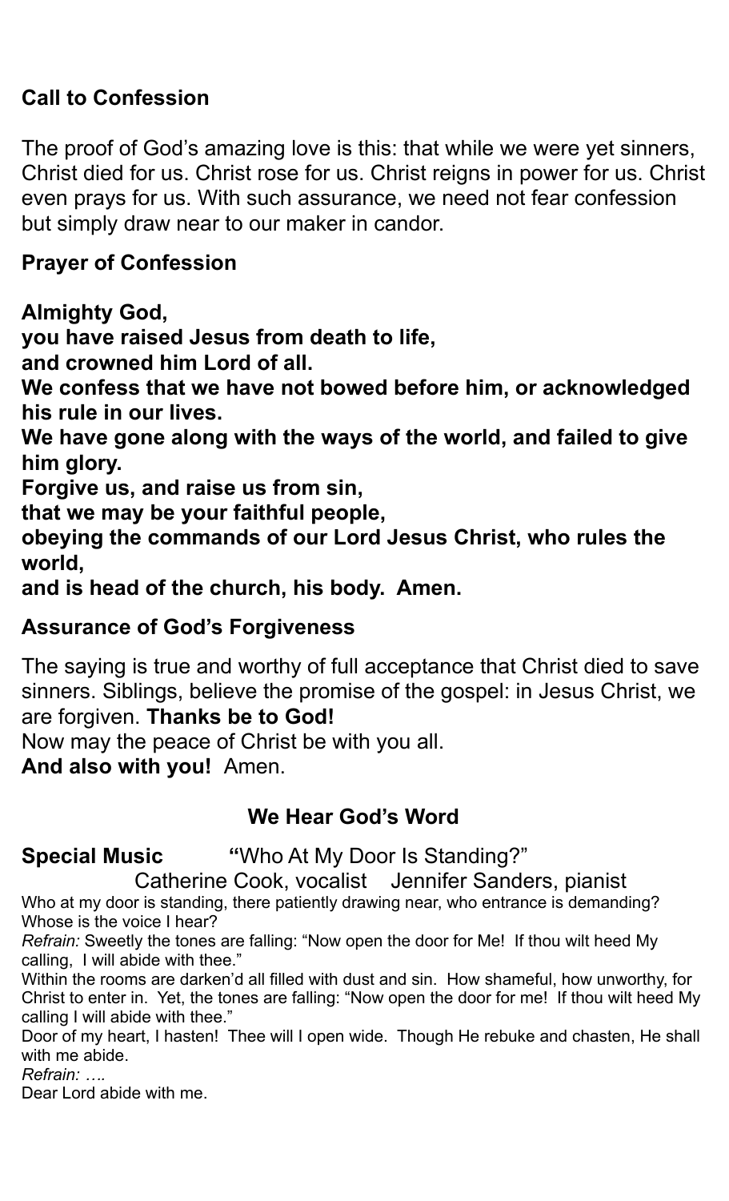**Call to Confession**

The proof of God's amazing love is this: that while we were yet sinners, Christ died for us. Christ rose for us. Christ reigns in power for us. Christ even prays for us. With such assurance, we need not fear confession but simply draw near to our maker in candor.

**Prayer of Confession**

**Almighty God,**
**you have raised Jesus from death to life,**
**and crowned him Lord of all.**
**We confess that we have not bowed before him, or acknowledged his rule in our lives.**
**We have gone along with the ways of the world, and failed to give him glory.**
**Forgive us, and raise us from sin,**
**that we may be your faithful people,**
**obeying the commands of our Lord Jesus Christ, who rules the world,**
**and is head of the church, his body. Amen.**

**Assurance of God's Forgiveness**

The saying is true and worthy of full acceptance that Christ died to save sinners. Siblings, believe the promise of the gospel: in Jesus Christ, we are forgiven. **Thanks be to God!**
Now may the peace of Christ be with you all.
**And also with you!** Amen.

## We Hear God's Word

**Special Music** **"**Who At My Door Is Standing?"
Catherine Cook, vocalist Jennifer Sanders, pianist

Who at my door is standing, there patiently drawing near, who entrance is demanding? Whose is the voice I hear?
*Refrain:* Sweetly the tones are falling: "Now open the door for Me! If thou wilt heed My calling, I will abide with thee."
Within the rooms are darken'd all filled with dust and sin. How shameful, how unworthy, for Christ to enter in. Yet, the tones are falling: "Now open the door for me! If thou wilt heed My calling I will abide with thee."
Door of my heart, I hasten! Thee will I open wide. Though He rebuke and chasten, He shall with me abide.
*Refrain: ….*
Dear Lord abide with me.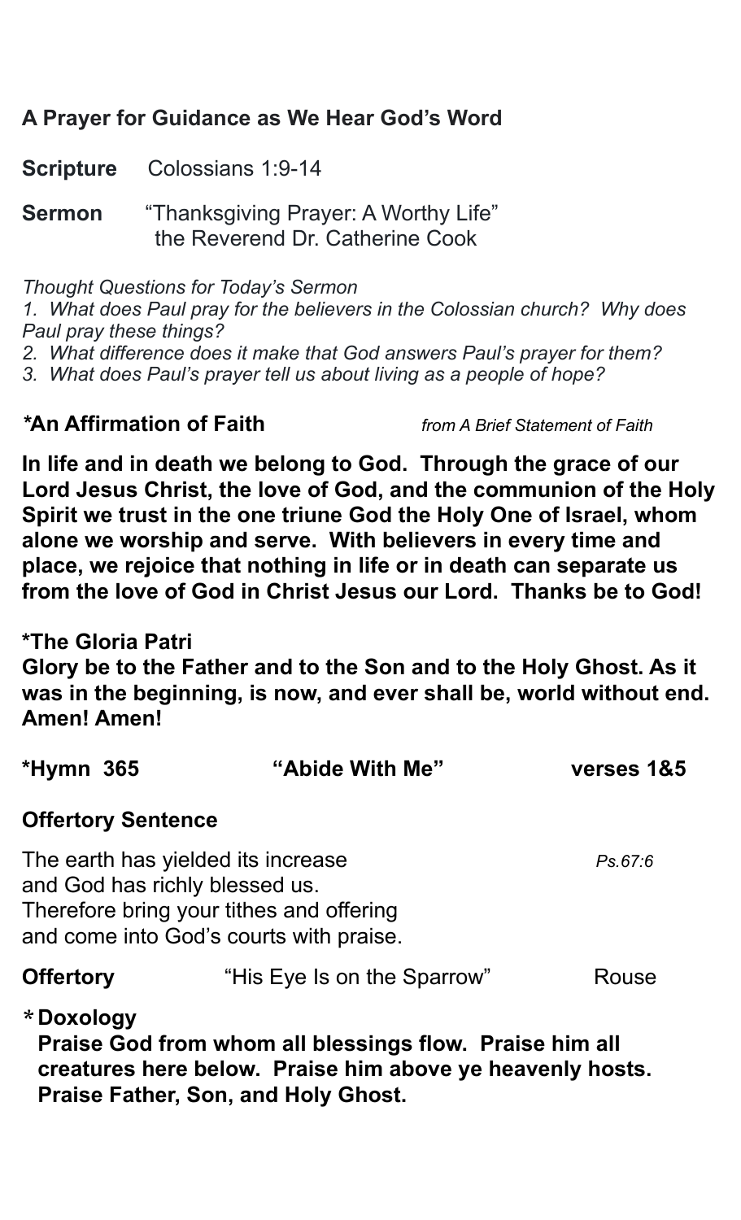**A Prayer for Guidance as We Hear God's Word**

**Scripture** Colossians 1:9-14

**Sermon** "Thanksgiving Prayer: A Worthy Life"
the Reverend Dr. Catherine Cook

*Thought Questions for Today's Sermon*

*1. What does Paul pray for the believers in the Colossian church? Why does Paul pray these things?*

*2. What difference does it make that God answers Paul's prayer for them?*

*3. What does Paul's prayer tell us about living as a people of hope?*

**\*An Affirmation of Faith** *from A Brief Statement of Faith*

**In life and in death we belong to God. Through the grace of our Lord Jesus Christ, the love of God, and the communion of the Holy Spirit we trust in the one triune God the Holy One of Israel, whom alone we worship and serve. With believers in every time and place, we rejoice that nothing in life or in death can separate us from the love of God in Christ Jesus our Lord. Thanks be to God!**

**\*The Gloria Patri**

**Glory be to the Father and to the Son and to the Holy Ghost. As it was in the beginning, is now, and ever shall be, world without end. Amen! Amen!**

**\*Hymn 365** **"Abide With Me"** **verses 1&5**

**Offertory Sentence**

The earth has yielded its increase *Ps.67:6*
and God has richly blessed us.
Therefore bring your tithes and offering
and come into God's courts with praise.

**Offertory** "His Eye Is on the Sparrow" Rouse

**\* Doxology**

**Praise God from whom all blessings flow. Praise him all creatures here below. Praise him above ye heavenly hosts. Praise Father, Son, and Holy Ghost.**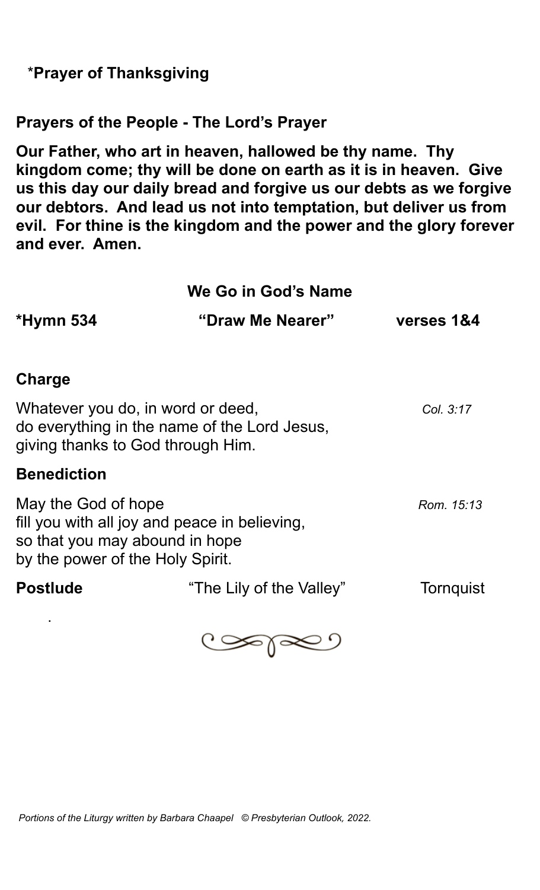*__Prayer of Thanksgiving__

**Prayers of the People - The Lord's Prayer**

**Our Father, who art in heaven, hallowed be thy name. Thy kingdom come; thy will be done on earth as it is in heaven. Give us this day our daily bread and forgive us our debts as we forgive our debtors. And lead us not into temptation, but deliver us from evil. For thine is the kingdom and the power and the glory forever and ever. Amen.**

## We Go in God's Name

**\*Hymn 534** **"Draw Me Nearer"** **verses 1&4**

**Charge**

Whatever you do, in word or deed, *Col. 3:17*
do everything in the name of the Lord Jesus,
giving thanks to God through Him.

**Benediction**

May the God of hope *Rom. 15:13*
fill you with all joy and peace in believing,
so that you may abound in hope
by the power of the Holy Spirit.

**Postlude** "The Lily of the Valley" Tornquist

*Portions of the Liturgy written by Barbara Chaapel © Presbyterian Outlook, 2022.*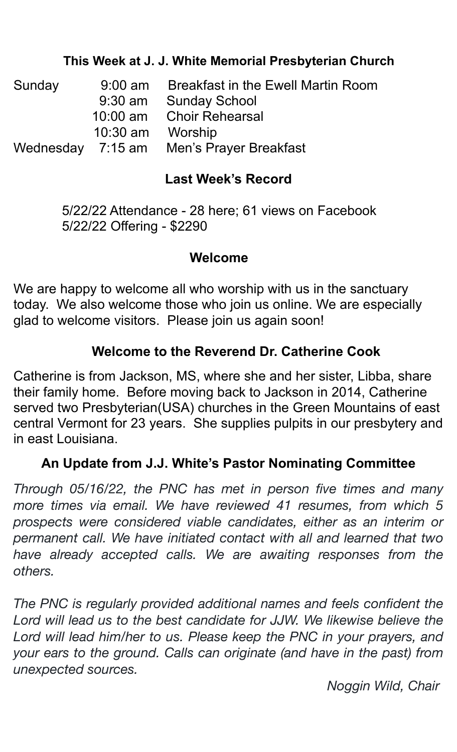### This Week at J. J. White Memorial Presbyterian Church

| | | |
|---|---|---|
| Sunday | 9:00 am | Breakfast in the Ewell Martin Room |
| | 9:30 am | Sunday School |
| | 10:00 am | Choir Rehearsal |
| | 10:30 am | Worship |
| Wednesday | 7:15 am | Men's Prayer Breakfast |

### Last Week's Record

5/22/22 Attendance - 28 here; 61 views on Facebook
5/22/22 Offering - $2290

### Welcome

We are happy to welcome all who worship with us in the sanctuary today. We also welcome those who join us online. We are especially glad to welcome visitors. Please join us again soon!

### Welcome to the Reverend Dr. Catherine Cook

Catherine is from Jackson, MS, where she and her sister, Libba, share their family home. Before moving back to Jackson in 2014, Catherine served two Presbyterian(USA) churches in the Green Mountains of east central Vermont for 23 years. She supplies pulpits in our presbytery and in east Louisiana.

### An Update from J.J. White's Pastor Nominating Committee

*Through 05/16/22, the PNC has met in person five times and many more times via email. We have reviewed 41 resumes, from which 5 prospects were considered viable candidates, either as an interim or permanent call. We have initiated contact with all and learned that two have already accepted calls. We are awaiting responses from the others.*

*The PNC is regularly provided additional names and feels confident the Lord will lead us to the best candidate for JJW. We likewise believe the Lord will lead him/her to us. Please keep the PNC in your prayers, and your ears to the ground. Calls can originate (and have in the past) from unexpected sources.*

*Noggin Wild, Chair*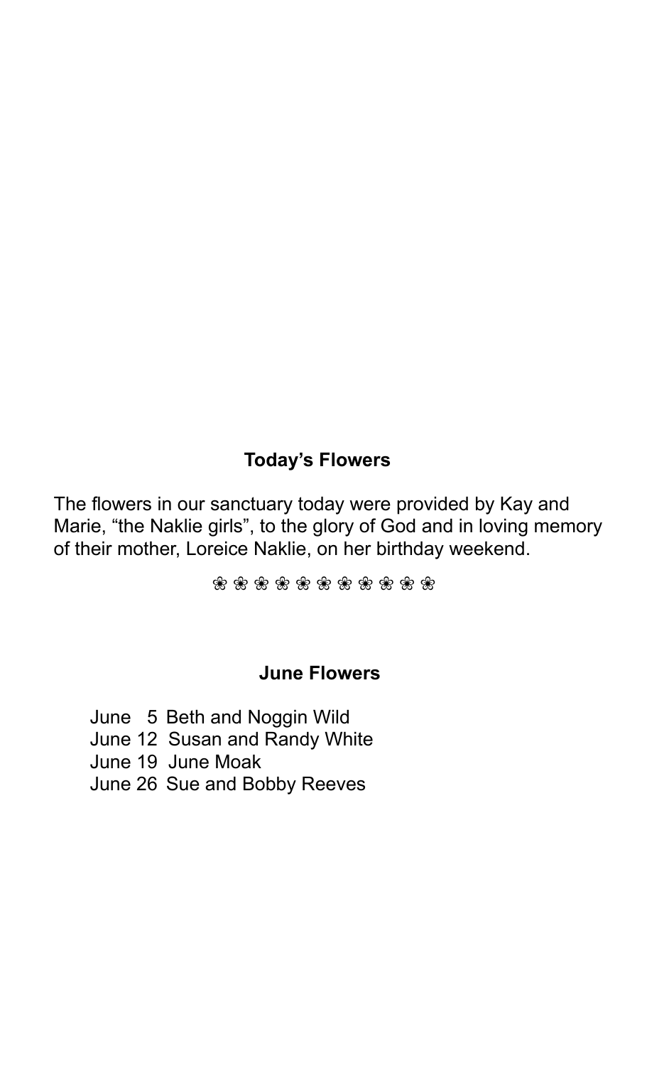## Today's Flowers

The flowers in our sanctuary today were provided by Kay and Marie, "the Naklie girls", to the glory of God and in loving memory of their mother, Loreice Naklie, on her birthday weekend.

❀ ❀ ❀ ❀ ❀ ❀ ❀ ❀ ❀ ❀ ❀

## June Flowers

June 5 Beth and Noggin Wild
June 12 Susan and Randy White
June 19 June Moak
June 26 Sue and Bobby Reeves